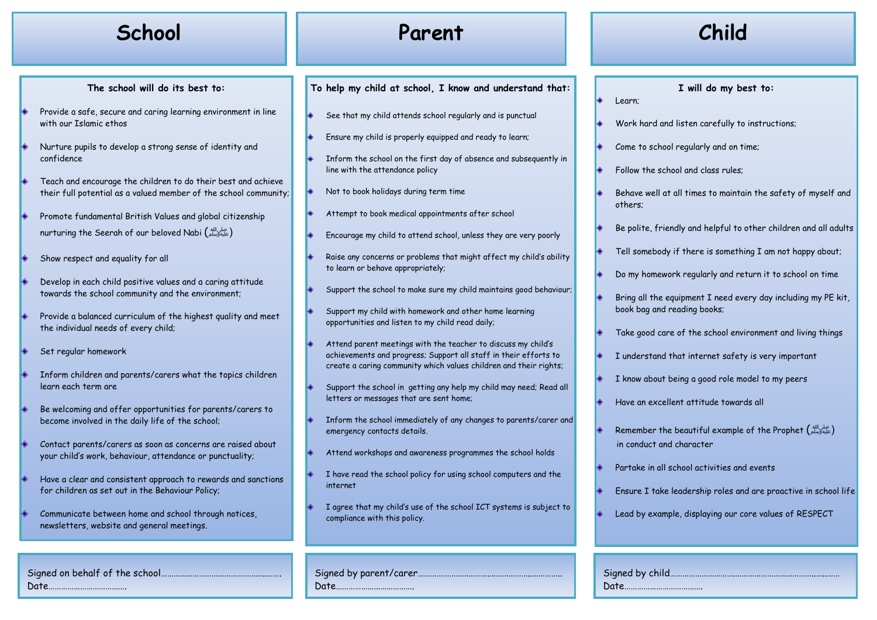## School

**The school will do its best to:**

- Provide a safe, secure and caring learning environment in line with our Islamic ethos
- Nurture pupils to develop a strong sense of identity and confidence
- Teach and encourage the children to do their best and achieve their full potential as a valued member of the school community;
- Promote fundamental British Values and global citizenship nurturing the Seerah of our beloved Nabi (ﷺ)
- Show respect and equality for all
- Develop in each child positive values and a caring attitude towards the school community and the environment;
- Provide a balanced curriculum of the highest quality and meet the individual needs of every child;
- Set regular homework
- Inform children and parents/carers what the topics children learn each term are
- Be welcoming and offer opportunities for parents/carers to become involved in the daily life of the school;
- Contact parents/carers as soon as concerns are raised about your child's work, behaviour, attendance or punctuality;
- Have a clear and consistent approach to rewards and sanctions for children as set out in the Behaviour Policy;
- Communicate between home and school through notices, newsletters, website and general meetings.

Signed on behalf of the school……………………………………………….
Date……………………………….

## Parent

**To help my child at school, I know and understand that:**

- See that my child attends school regularly and is punctual
- Ensure my child is properly equipped and ready to learn;
- Inform the school on the first day of absence and subsequently in line with the attendance policy
- Not to book holidays during term time
- Attempt to book medical appointments after school
- Encourage my child to attend school, unless they are very poorly
- Raise any concerns or problems that might affect my child's ability to learn or behave appropriately;
- Support the school to make sure my child maintains good behaviour;
- Support my child with homework and other home learning opportunities and listen to my child read daily;
- Attend parent meetings with the teacher to discuss my child's achievements and progress; Support all staff in their efforts to create a caring community which values children and their rights;
- Support the school in getting any help my child may need; Read all letters or messages that are sent home;
- Inform the school immediately of any changes to parents/carer and emergency contacts details.
- Attend workshops and awareness programmes the school holds
- I have read the school policy for using school computers and the internet
- I agree that my child's use of the school ICT systems is subject to compliance with this policy.

Signed by parent/carer……………………………………………………………
Date……………………………….

## Child

**I will do my best to:**

- Learn;
- Work hard and listen carefully to instructions;
- Come to school regularly and on time;
- Follow the school and class rules;
- Behave well at all times to maintain the safety of myself and others;
- Be polite, friendly and helpful to other children and all adults
- Tell somebody if there is something I am not happy about;
- Do my homework regularly and return it to school on time
- Bring all the equipment I need every day including my PE kit, book bag and reading books;
- Take good care of the school environment and living things
- I understand that internet safety is very important
- I know about being a good role model to my peers
- Have an excellent attitude towards all
- Remember the beautiful example of the Prophet (ﷺ) in conduct and character
- Partake in all school activities and events
- Ensure I take leadership roles and are proactive in school life
- Lead by example, displaying our core values of RESPECT

Signed by child…………………………………………………………………….
Date……………………………….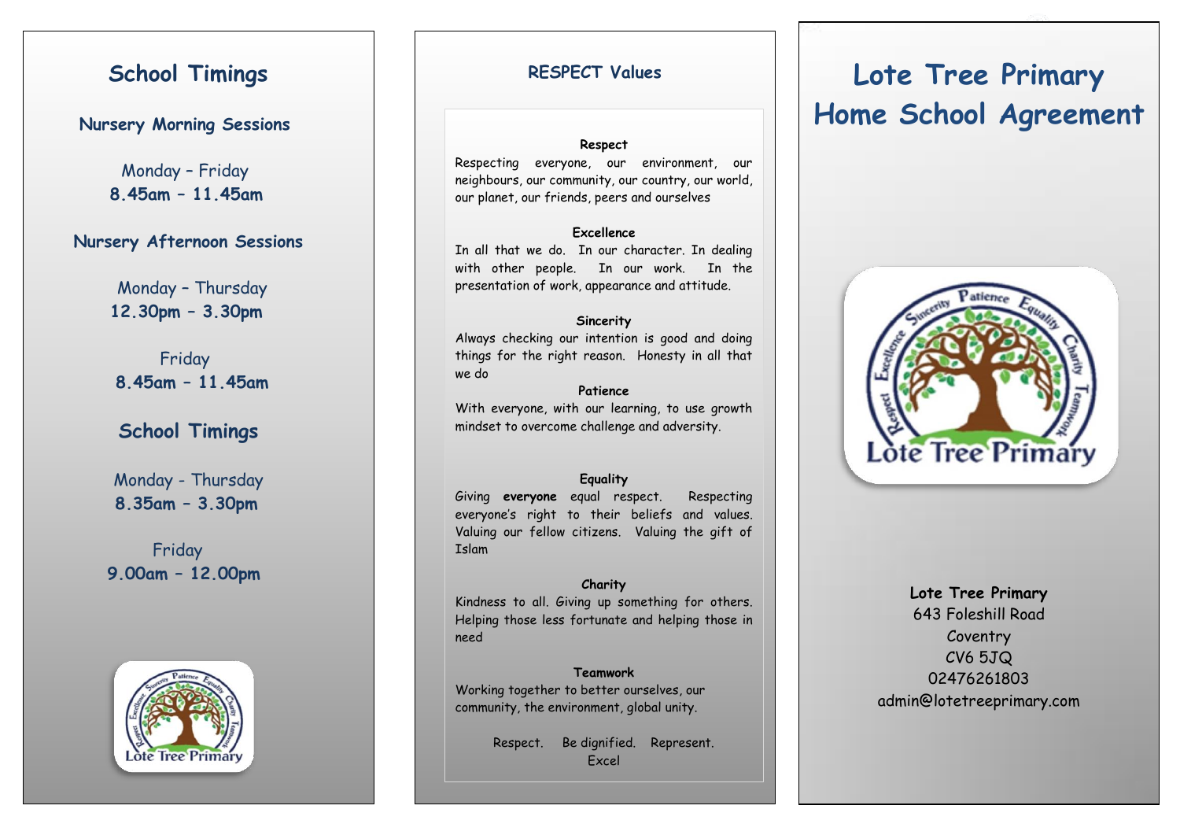## School Timings

### Nursery Morning Sessions

Monday – Friday
**8.45am – 11.45am**

### Nursery Afternoon Sessions

Monday – Thursday
**12.30pm – 3.30pm**

Friday
**8.45am – 11.45am**

## School Timings

Monday - Thursday
**8.35am – 3.30pm**

Friday
**9.00am – 12.00pm**

## RESPECT Values

**Respect**
Respecting everyone, our environment, our neighbours, our community, our country, our world, our planet, our friends, peers and ourselves

**Excellence**
In all that we do. In our character. In dealing with other people. In our work. In the presentation of work, appearance and attitude.

**Sincerity**
Always checking our intention is good and doing things for the right reason. Honesty in all that we do

**Patience**
With everyone, with our learning, to use growth mindset to overcome challenge and adversity.

**Equality**
Giving **everyone** equal respect. Respecting everyone's right to their beliefs and values. Valuing our fellow citizens. Valuing the gift of Islam

**Charity**
Kindness to all. Giving up something for others. Helping those less fortunate and helping those in need

**Teamwork**
Working together to better ourselves, our community, the environment, global unity.

Respect. Be dignified. Represent. Excel

# Lote Tree Primary Home School Agreement

**Lote Tree Primary**
643 Foleshill Road
Coventry
CV6 5JQ
02476261803
admin@lotetreeprimary.com